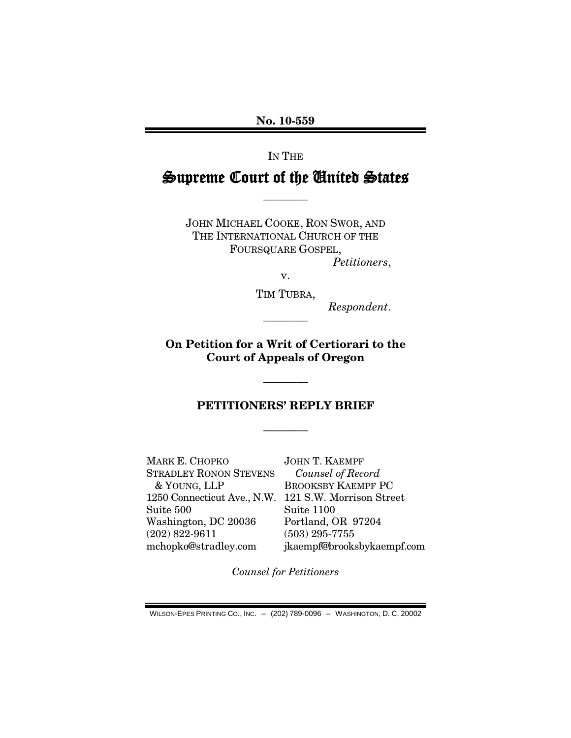**No. 10-559**

IN THE

# Supreme Court of the United States

---

JOHN MICHAEL COOKE, RON SWOR, AND THE INTERNATIONAL CHURCH OF THE FOURSQUARE GOSPEL,

*Petitioners*,

v.

TIM TUBRA,

*Respondent*.

---

**On Petition for a Writ of Certiorari to the Court of Appeals of Oregon**

---

## PETITIONERS' REPLY BRIEF

---

MARK E. CHOPKO
STRADLEY RONON STEVENS & YOUNG, LLP
1250 Connecticut Ave., N.W.
Suite 500
Washington, DC 20036
(202) 822-9611
mchopko@stradley.com

JOHN T. KAEMPF
*Counsel of Record*
BROOKSBY KAEMPF PC
121 S.W. Morrison Street
Suite 1100
Portland, OR 97204
(503) 295-7755
jkaempf@brooksbykaempf.com

*Counsel for Petitioners*

WILSON-EPES PRINTING CO., INC. – (202) 789-0096 – WASHINGTON, D. C. 20002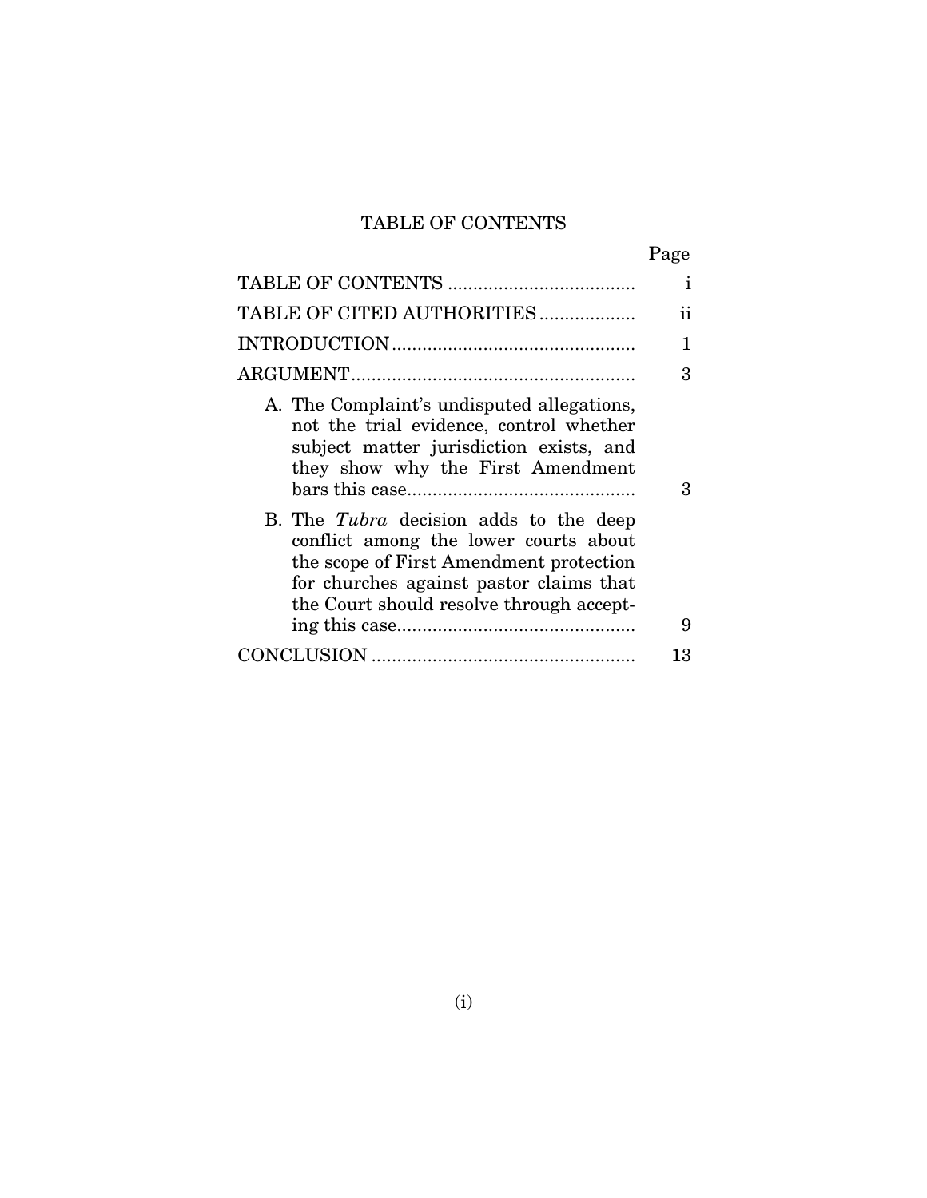## TABLE OF CONTENTS

| | Page |
|---|---|
| TABLE OF CONTENTS | i |
| TABLE OF CITED AUTHORITIES | ii |
| INTRODUCTION | 1 |
| ARGUMENT | 3 |
| A. The Complaint's undisputed allegations, not the trial evidence, control whether subject matter jurisdiction exists, and they show why the First Amendment bars this case | 3 |
| B. The *Tubra* decision adds to the deep conflict among the lower courts about the scope of First Amendment protection for churches against pastor claims that the Court should resolve through accepting this case | 9 |
| CONCLUSION | 13 |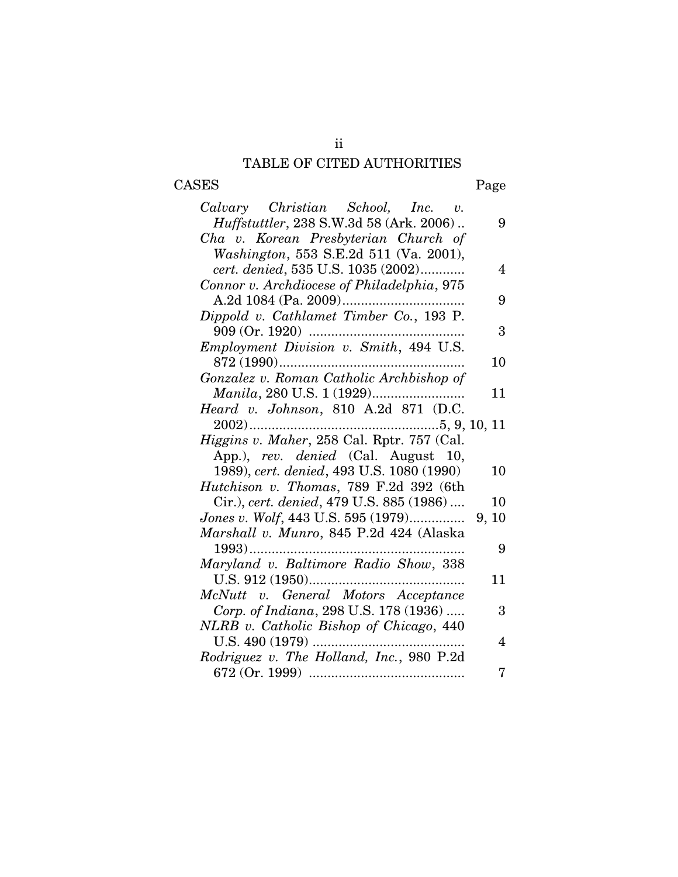# TABLE OF CITED AUTHORITIES

| CASES | Page |
|---|---|
| *Calvary Christian School, Inc. v. Huffstuttler*, 238 S.W.3d 58 (Ark. 2006) | 9 |
| *Cha v. Korean Presbyterian Church of Washington*, 553 S.E.2d 511 (Va. 2001), *cert. denied*, 535 U.S. 1035 (2002) | 4 |
| *Connor v. Archdiocese of Philadelphia*, 975 A.2d 1084 (Pa. 2009) | 9 |
| *Dippold v. Cathlamet Timber Co.*, 193 P. 909 (Or. 1920) | 3 |
| *Employment Division v. Smith*, 494 U.S. 872 (1990) | 10 |
| *Gonzalez v. Roman Catholic Archbishop of Manila*, 280 U.S. 1 (1929) | 11 |
| *Heard v. Johnson*, 810 A.2d 871 (D.C. 2002) | 5, 9, 10, 11 |
| *Higgins v. Maher*, 258 Cal. Rptr. 757 (Cal. App.), *rev. denied* (Cal. August 10, 1989), *cert. denied*, 493 U.S. 1080 (1990) | 10 |
| *Hutchison v. Thomas*, 789 F.2d 392 (6th Cir.), *cert. denied*, 479 U.S. 885 (1986) | 10 |
| *Jones v. Wolf*, 443 U.S. 595 (1979) | 9, 10 |
| *Marshall v. Munro*, 845 P.2d 424 (Alaska 1993) | 9 |
| *Maryland v. Baltimore Radio Show*, 338 U.S. 912 (1950) | 11 |
| *McNutt v. General Motors Acceptance Corp. of Indiana*, 298 U.S. 178 (1936) | 3 |
| *NLRB v. Catholic Bishop of Chicago*, 440 U.S. 490 (1979) | 4 |
| *Rodriguez v. The Holland, Inc.*, 980 P.2d 672 (Or. 1999) | 7 |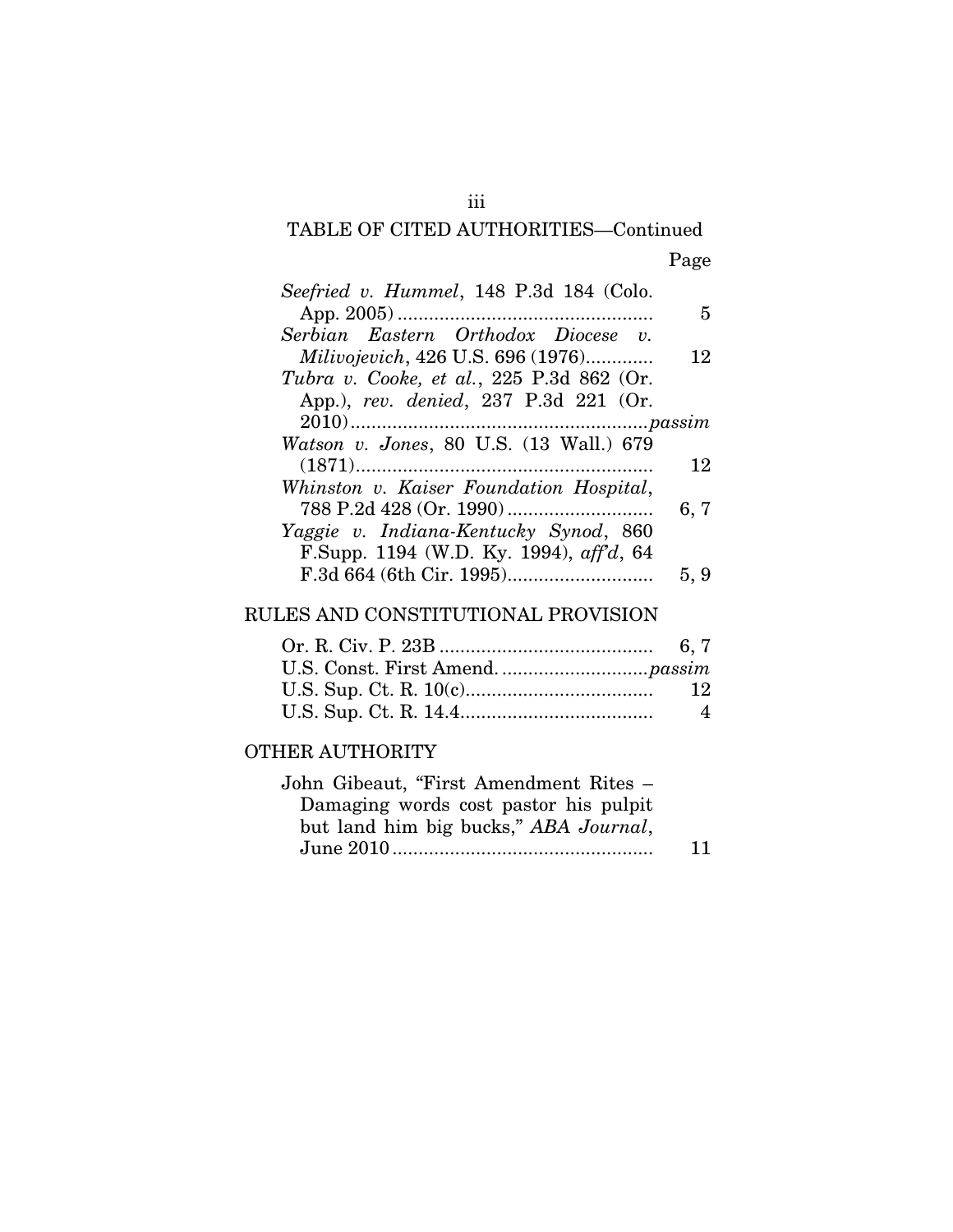## TABLE OF CITED AUTHORITIES—Continued

| | Page |
|---|---|
| *Seefried v. Hummel*, 148 P.3d 184 (Colo. App. 2005) | 5 |
| *Serbian Eastern Orthodox Diocese v. Milivojevich*, 426 U.S. 696 (1976) | 12 |
| *Tubra v. Cooke, et al.*, 225 P.3d 862 (Or. App.), *rev. denied*, 237 P.3d 221 (Or. 2010) | *passim* |
| *Watson v. Jones*, 80 U.S. (13 Wall.) 679 (1871) | 12 |
| *Whinston v. Kaiser Foundation Hospital*, 788 P.2d 428 (Or. 1990) | 6, 7 |
| *Yaggie v. Indiana-Kentucky Synod*, 860 F.Supp. 1194 (W.D. Ky. 1994), *aff'd*, 64 F.3d 664 (6th Cir. 1995) | 5, 9 |

## RULES AND CONSTITUTIONAL PROVISION

| | |
|---|---|
| Or. R. Civ. P. 23B | 6, 7 |
| U.S. Const. First Amend. | *passim* |
| U.S. Sup. Ct. R. 10(c) | 12 |
| U.S. Sup. Ct. R. 14.4 | 4 |

## OTHER AUTHORITY

| | |
|---|---|
| John Gibeaut, "First Amendment Rites – Damaging words cost pastor his pulpit but land him big bucks," *ABA Journal*, June 2010 | 11 |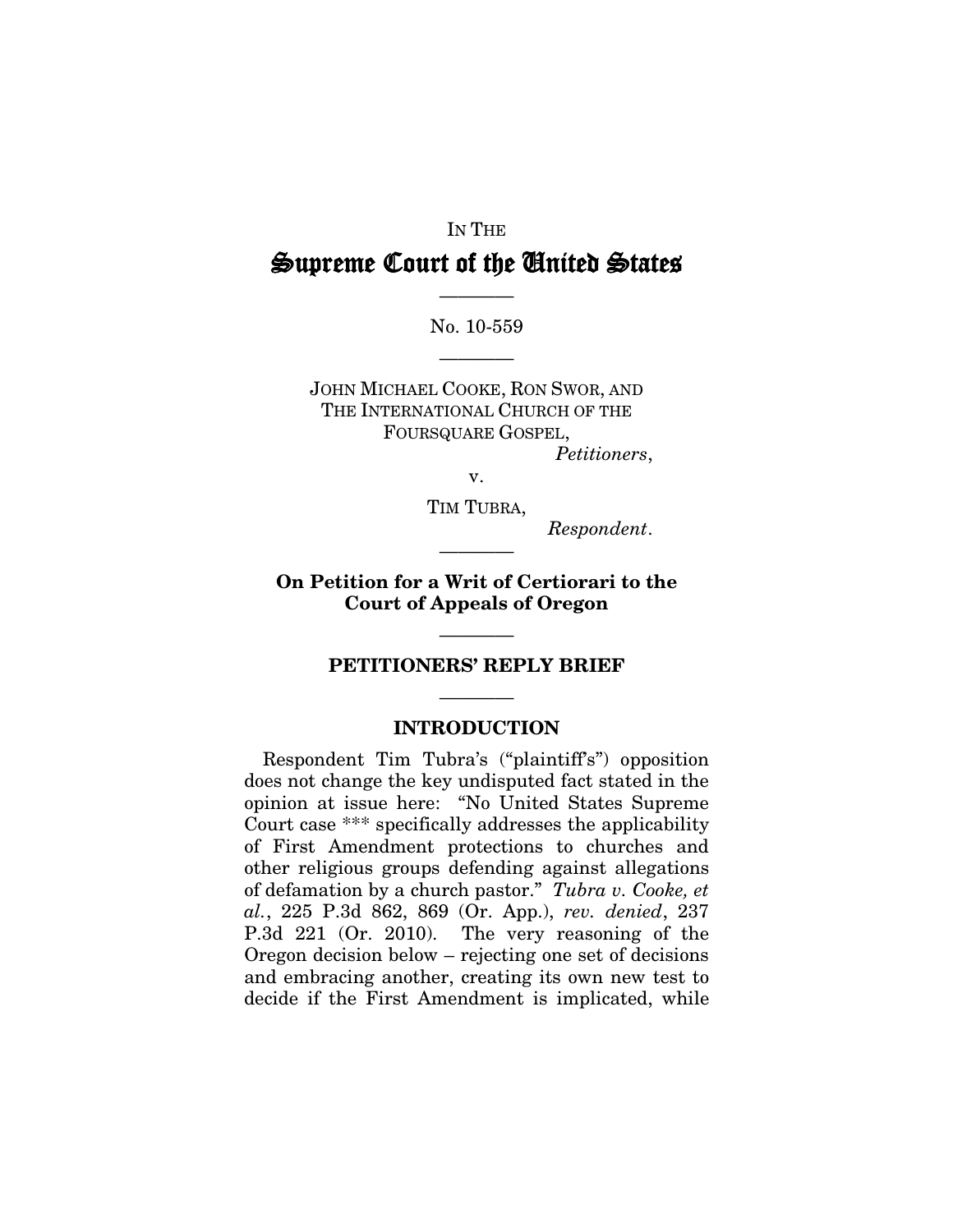IN THE

# Supreme Court of the United States

———

No. 10-559

———

JOHN MICHAEL COOKE, RON SWOR, AND THE INTERNATIONAL CHURCH OF THE FOURSQUARE GOSPEL,

*Petitioners*,

v.

TIM TUBRA,

*Respondent*.

———

**On Petition for a Writ of Certiorari to the Court of Appeals of Oregon**

———

**PETITIONERS' REPLY BRIEF**

———

## INTRODUCTION

Respondent Tim Tubra's ("plaintiff's") opposition does not change the key undisputed fact stated in the opinion at issue here: "No United States Supreme Court case *** specifically addresses the applicability of First Amendment protections to churches and other religious groups defending against allegations of defamation by a church pastor." *Tubra v. Cooke, et al.*, 225 P.3d 862, 869 (Or. App.), *rev. denied*, 237 P.3d 221 (Or. 2010). The very reasoning of the Oregon decision below – rejecting one set of decisions and embracing another, creating its own new test to decide if the First Amendment is implicated, while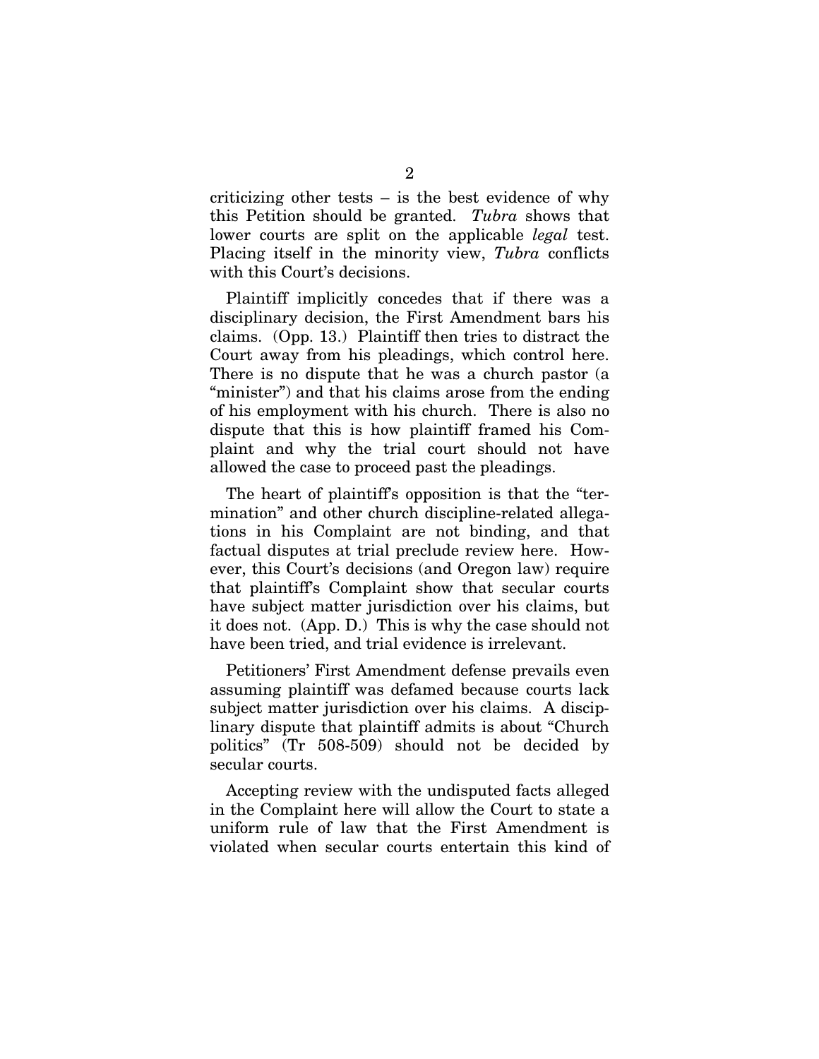criticizing other tests – is the best evidence of why this Petition should be granted. *Tubra* shows that lower courts are split on the applicable *legal* test. Placing itself in the minority view, *Tubra* conflicts with this Court's decisions.

Plaintiff implicitly concedes that if there was a disciplinary decision, the First Amendment bars his claims. (Opp. 13.) Plaintiff then tries to distract the Court away from his pleadings, which control here. There is no dispute that he was a church pastor (a "minister") and that his claims arose from the ending of his employment with his church. There is also no dispute that this is how plaintiff framed his Complaint and why the trial court should not have allowed the case to proceed past the pleadings.

The heart of plaintiff's opposition is that the "termination" and other church discipline-related allegations in his Complaint are not binding, and that factual disputes at trial preclude review here. However, this Court's decisions (and Oregon law) require that plaintiff's Complaint show that secular courts have subject matter jurisdiction over his claims, but it does not. (App. D.) This is why the case should not have been tried, and trial evidence is irrelevant.

Petitioners' First Amendment defense prevails even assuming plaintiff was defamed because courts lack subject matter jurisdiction over his claims. A disciplinary dispute that plaintiff admits is about "Church politics" (Tr 508-509) should not be decided by secular courts.

Accepting review with the undisputed facts alleged in the Complaint here will allow the Court to state a uniform rule of law that the First Amendment is violated when secular courts entertain this kind of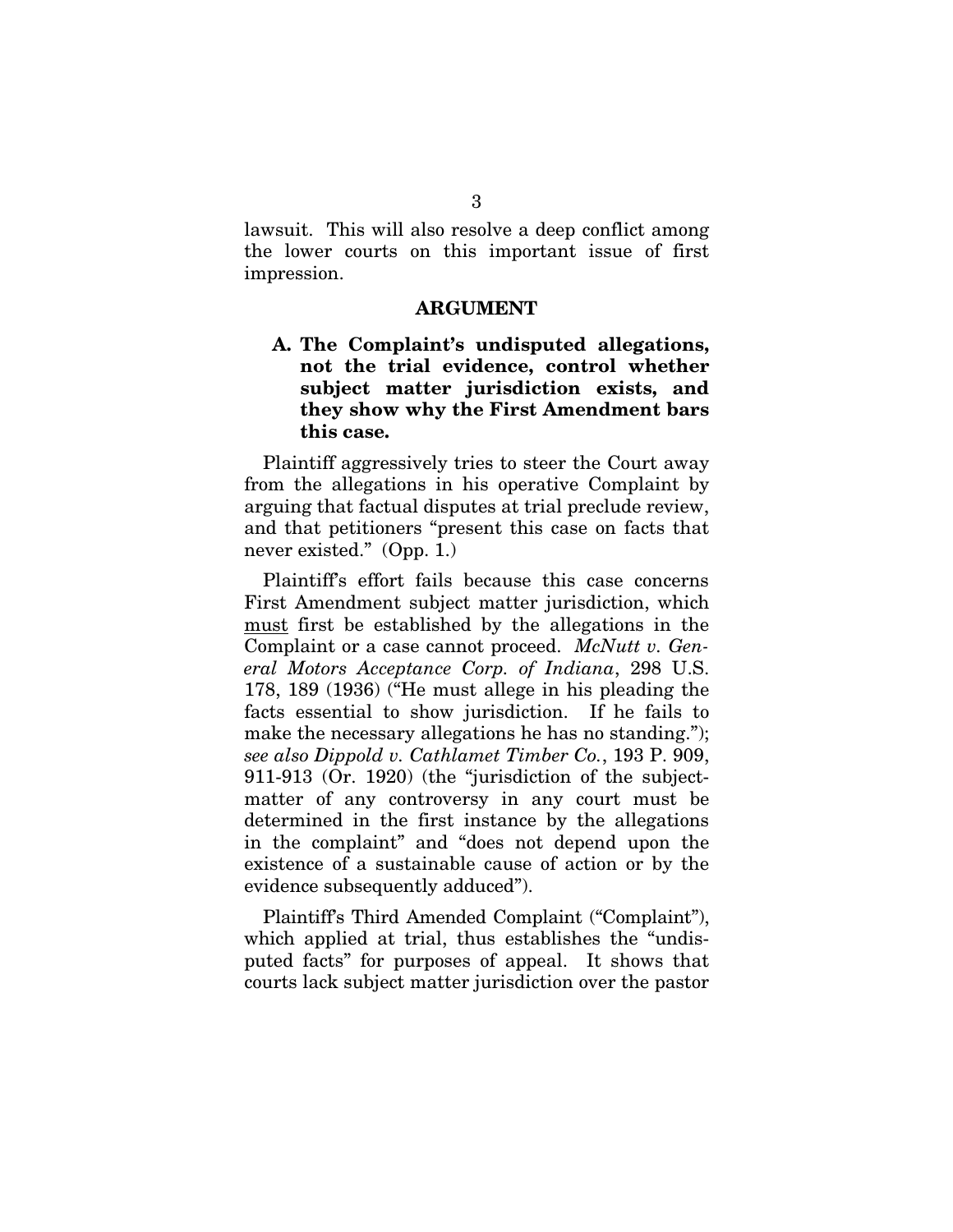lawsuit. This will also resolve a deep conflict among the lower courts on this important issue of first impression.

## ARGUMENT

### A. The Complaint's undisputed allegations, not the trial evidence, control whether subject matter jurisdiction exists, and they show why the First Amendment bars this case.

Plaintiff aggressively tries to steer the Court away from the allegations in his operative Complaint by arguing that factual disputes at trial preclude review, and that petitioners "present this case on facts that never existed." (Opp. 1.)

Plaintiff's effort fails because this case concerns First Amendment subject matter jurisdiction, which must first be established by the allegations in the Complaint or a case cannot proceed. *McNutt v. General Motors Acceptance Corp. of Indiana*, 298 U.S. 178, 189 (1936) ("He must allege in his pleading the facts essential to show jurisdiction. If he fails to make the necessary allegations he has no standing."); *see also Dippold v. Cathlamet Timber Co.*, 193 P. 909, 911-913 (Or. 1920) (the "jurisdiction of the subject-matter of any controversy in any court must be determined in the first instance by the allegations in the complaint" and "does not depend upon the existence of a sustainable cause of action or by the evidence subsequently adduced").

Plaintiff's Third Amended Complaint ("Complaint"), which applied at trial, thus establishes the "undisputed facts" for purposes of appeal. It shows that courts lack subject matter jurisdiction over the pastor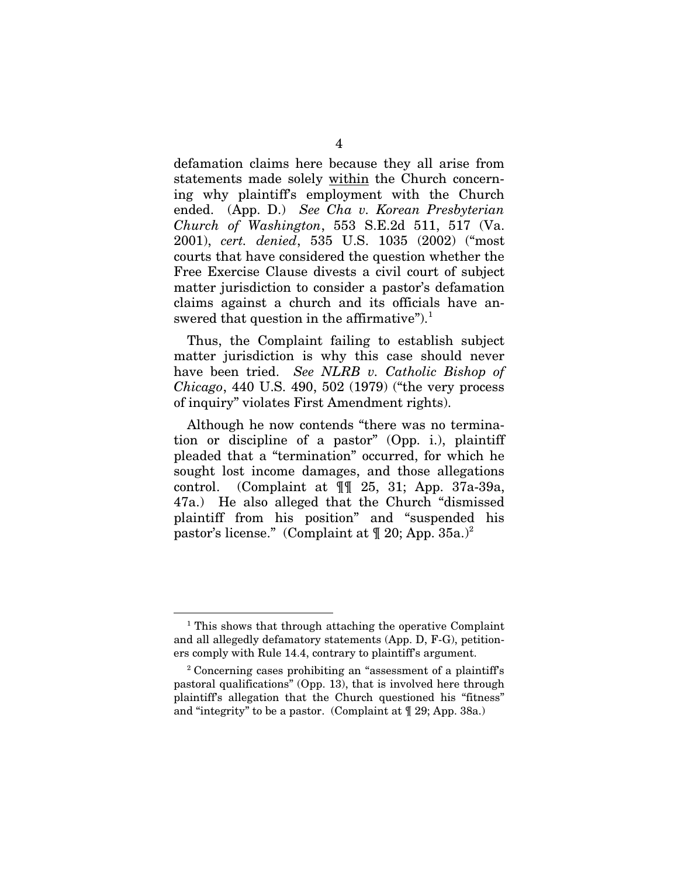defamation claims here because they all arise from statements made solely <u>within</u> the Church concerning why plaintiff's employment with the Church ended. (App. D.) *See Cha v. Korean Presbyterian Church of Washington*, 553 S.E.2d 511, 517 (Va. 2001), *cert. denied*, 535 U.S. 1035 (2002) ("most courts that have considered the question whether the Free Exercise Clause divests a civil court of subject matter jurisdiction to consider a pastor's defamation claims against a church and its officials have answered that question in the affirmative").[1]

Thus, the Complaint failing to establish subject matter jurisdiction is why this case should never have been tried. *See NLRB v. Catholic Bishop of Chicago*, 440 U.S. 490, 502 (1979) ("the very process of inquiry" violates First Amendment rights).

Although he now contends "there was no termination or discipline of a pastor" (Opp. i.), plaintiff pleaded that a "termination" occurred, for which he sought lost income damages, and those allegations control. (Complaint at ¶¶ 25, 31; App. 37a-39a, 47a.) He also alleged that the Church "dismissed plaintiff from his position" and "suspended his pastor's license." (Complaint at ¶ 20; App. 35a.)[2]

---

[1] This shows that through attaching the operative Complaint and all allegedly defamatory statements (App. D, F-G), petitioners comply with Rule 14.4, contrary to plaintiff's argument.

[2] Concerning cases prohibiting an "assessment of a plaintiff's pastoral qualifications" (Opp. 13), that is involved here through plaintiff's allegation that the Church questioned his "fitness" and "integrity" to be a pastor. (Complaint at ¶ 29; App. 38a.)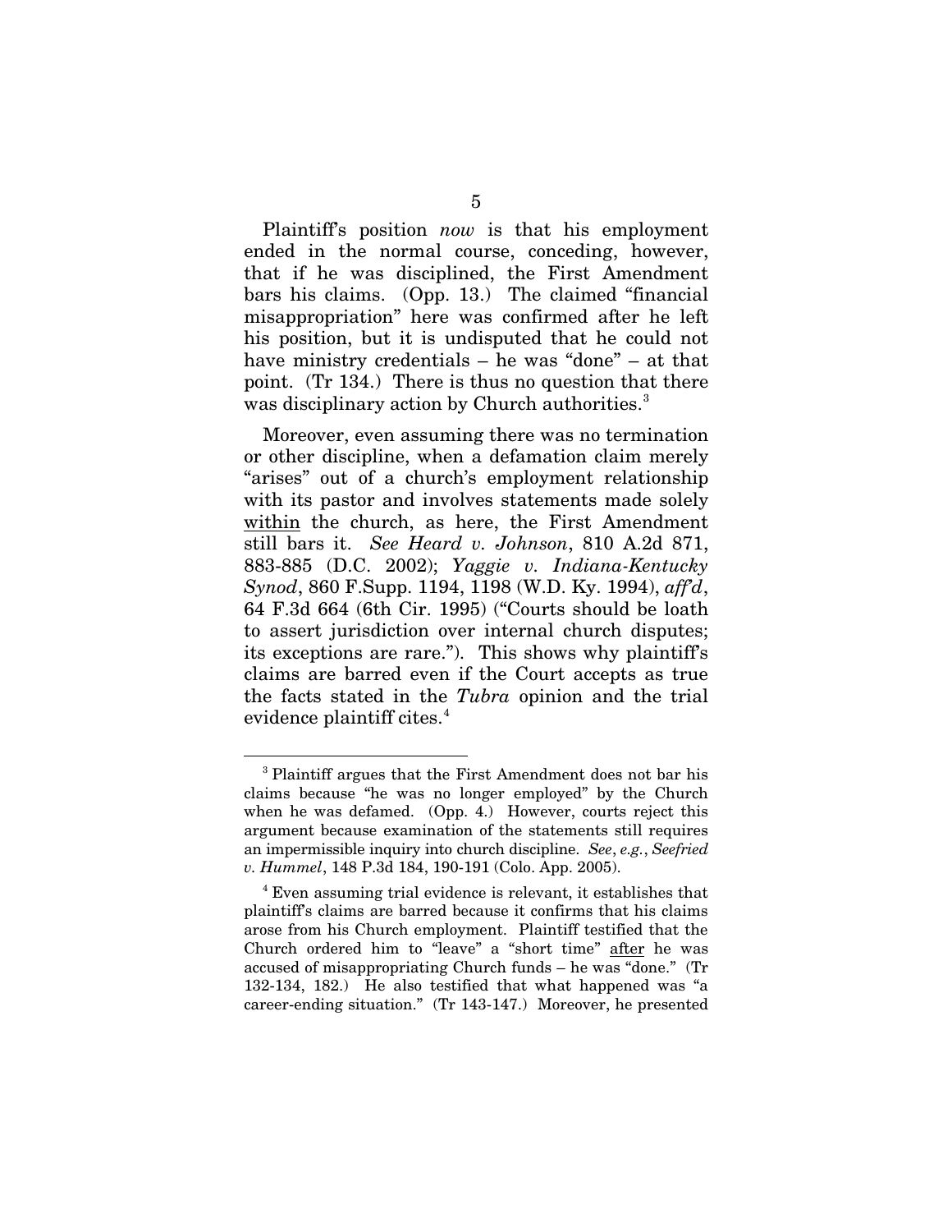Plaintiff's position *now* is that his employment ended in the normal course, conceding, however, that if he was disciplined, the First Amendment bars his claims. (Opp. 13.) The claimed "financial misappropriation" here was confirmed after he left his position, but it is undisputed that he could not have ministry credentials – he was "done" – at that point. (Tr 134.) There is thus no question that there was disciplinary action by Church authorities.[3]

Moreover, even assuming there was no termination or other discipline, when a defamation claim merely "arises" out of a church's employment relationship with its pastor and involves statements made solely <u>within</u> the church, as here, the First Amendment still bars it. *See Heard v. Johnson*, 810 A.2d 871, 883-885 (D.C. 2002); *Yaggie v. Indiana-Kentucky Synod*, 860 F.Supp. 1194, 1198 (W.D. Ky. 1994), *aff'd*, 64 F.3d 664 (6th Cir. 1995) ("Courts should be loath to assert jurisdiction over internal church disputes; its exceptions are rare."). This shows why plaintiff's claims are barred even if the Court accepts as true the facts stated in the *Tubra* opinion and the trial evidence plaintiff cites.[4]

---

[3] Plaintiff argues that the First Amendment does not bar his claims because "he was no longer employed" by the Church when he was defamed. (Opp. 4.) However, courts reject this argument because examination of the statements still requires an impermissible inquiry into church discipline. *See*, *e.g.*, *Seefried v. Hummel*, 148 P.3d 184, 190-191 (Colo. App. 2005).

[4] Even assuming trial evidence is relevant, it establishes that plaintiff's claims are barred because it confirms that his claims arose from his Church employment. Plaintiff testified that the Church ordered him to "leave" a "short time" <u>after</u> he was accused of misappropriating Church funds – he was "done." (Tr 132-134, 182.) He also testified that what happened was "a career-ending situation." (Tr 143-147.) Moreover, he presented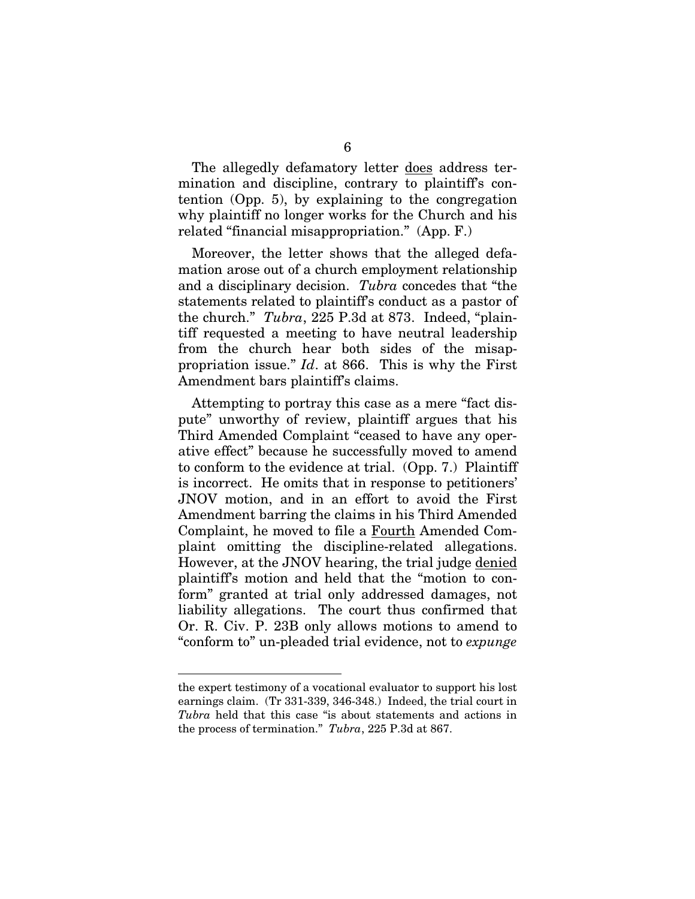The allegedly defamatory letter <u>does</u> address termination and discipline, contrary to plaintiff's contention (Opp. 5), by explaining to the congregation why plaintiff no longer works for the Church and his related "financial misappropriation." (App. F.)

Moreover, the letter shows that the alleged defamation arose out of a church employment relationship and a disciplinary decision. *Tubra* concedes that "the statements related to plaintiff's conduct as a pastor of the church." *Tubra*, 225 P.3d at 873. Indeed, "plaintiff requested a meeting to have neutral leadership from the church hear both sides of the misappropriation issue." *Id*. at 866. This is why the First Amendment bars plaintiff's claims.

Attempting to portray this case as a mere "fact dispute" unworthy of review, plaintiff argues that his Third Amended Complaint "ceased to have any operative effect" because he successfully moved to amend to conform to the evidence at trial. (Opp. 7.) Plaintiff is incorrect. He omits that in response to petitioners' JNOV motion, and in an effort to avoid the First Amendment barring the claims in his Third Amended Complaint, he moved to file a <u>Fourth</u> Amended Complaint omitting the discipline-related allegations. However, at the JNOV hearing, the trial judge <u>denied</u> plaintiff's motion and held that the "motion to conform" granted at trial only addressed damages, not liability allegations. The court thus confirmed that Or. R. Civ. P. 23B only allows motions to amend to "conform to" un-pleaded trial evidence, not to *expunge*

---

the expert testimony of a vocational evaluator to support his lost earnings claim. (Tr 331-339, 346-348.) Indeed, the trial court in *Tubra* held that this case "is about statements and actions in the process of termination." *Tubra*, 225 P.3d at 867.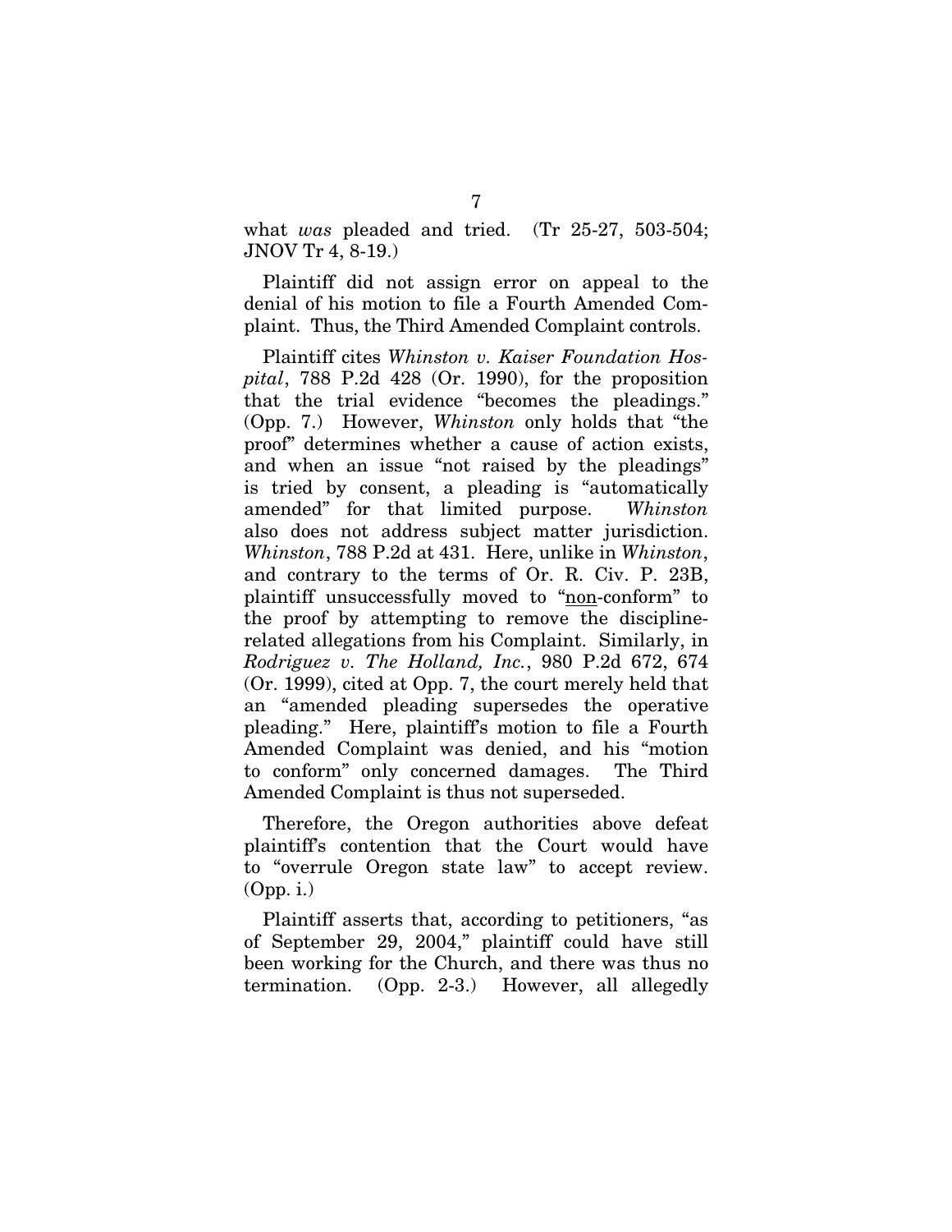what *was* pleaded and tried. (Tr 25-27, 503-504; JNOV Tr 4, 8-19.)

Plaintiff did not assign error on appeal to the denial of his motion to file a Fourth Amended Complaint. Thus, the Third Amended Complaint controls.

Plaintiff cites *Whinston v. Kaiser Foundation Hospital*, 788 P.2d 428 (Or. 1990), for the proposition that the trial evidence "becomes the pleadings." (Opp. 7.) However, *Whinston* only holds that "the proof" determines whether a cause of action exists, and when an issue "not raised by the pleadings" is tried by consent, a pleading is "automatically amended" for that limited purpose. *Whinston* also does not address subject matter jurisdiction. *Whinston*, 788 P.2d at 431. Here, unlike in *Whinston*, and contrary to the terms of Or. R. Civ. P. 23B, plaintiff unsuccessfully moved to "<u>non</u>-conform" to the proof by attempting to remove the discipline-related allegations from his Complaint. Similarly, in *Rodriguez v. The Holland, Inc.*, 980 P.2d 672, 674 (Or. 1999), cited at Opp. 7, the court merely held that an "amended pleading supersedes the operative pleading." Here, plaintiff's motion to file a Fourth Amended Complaint was denied, and his "motion to conform" only concerned damages. The Third Amended Complaint is thus not superseded.

Therefore, the Oregon authorities above defeat plaintiff's contention that the Court would have to "overrule Oregon state law" to accept review. (Opp. i.)

Plaintiff asserts that, according to petitioners, "as of September 29, 2004," plaintiff could have still been working for the Church, and there was thus no termination. (Opp. 2-3.) However, all allegedly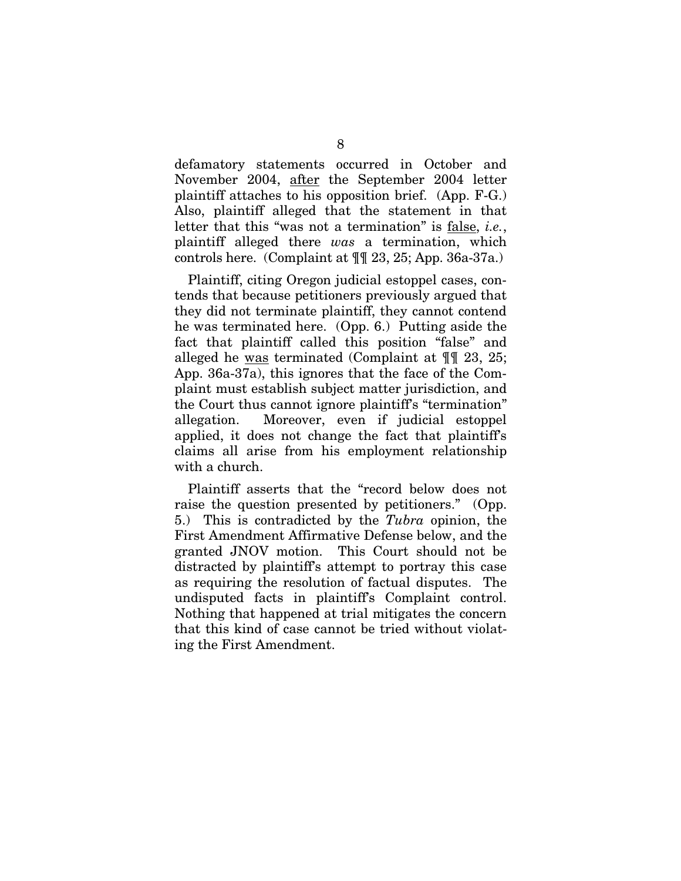defamatory statements occurred in October and November 2004, <u>after</u> the September 2004 letter plaintiff attaches to his opposition brief. (App. F-G.) Also, plaintiff alleged that the statement in that letter that this "was not a termination" is <u>false</u>, *i.e.*, plaintiff alleged there *was* a termination, which controls here. (Complaint at ¶¶ 23, 25; App. 36a-37a.)

Plaintiff, citing Oregon judicial estoppel cases, contends that because petitioners previously argued that they did not terminate plaintiff, they cannot contend he was terminated here. (Opp. 6.) Putting aside the fact that plaintiff called this position "false" and alleged he <u>was</u> terminated (Complaint at ¶¶ 23, 25; App. 36a-37a), this ignores that the face of the Complaint must establish subject matter jurisdiction, and the Court thus cannot ignore plaintiff's "termination" allegation. Moreover, even if judicial estoppel applied, it does not change the fact that plaintiff's claims all arise from his employment relationship with a church.

Plaintiff asserts that the "record below does not raise the question presented by petitioners." (Opp. 5.) This is contradicted by the *Tubra* opinion, the First Amendment Affirmative Defense below, and the granted JNOV motion. This Court should not be distracted by plaintiff's attempt to portray this case as requiring the resolution of factual disputes. The undisputed facts in plaintiff's Complaint control. Nothing that happened at trial mitigates the concern that this kind of case cannot be tried without violating the First Amendment.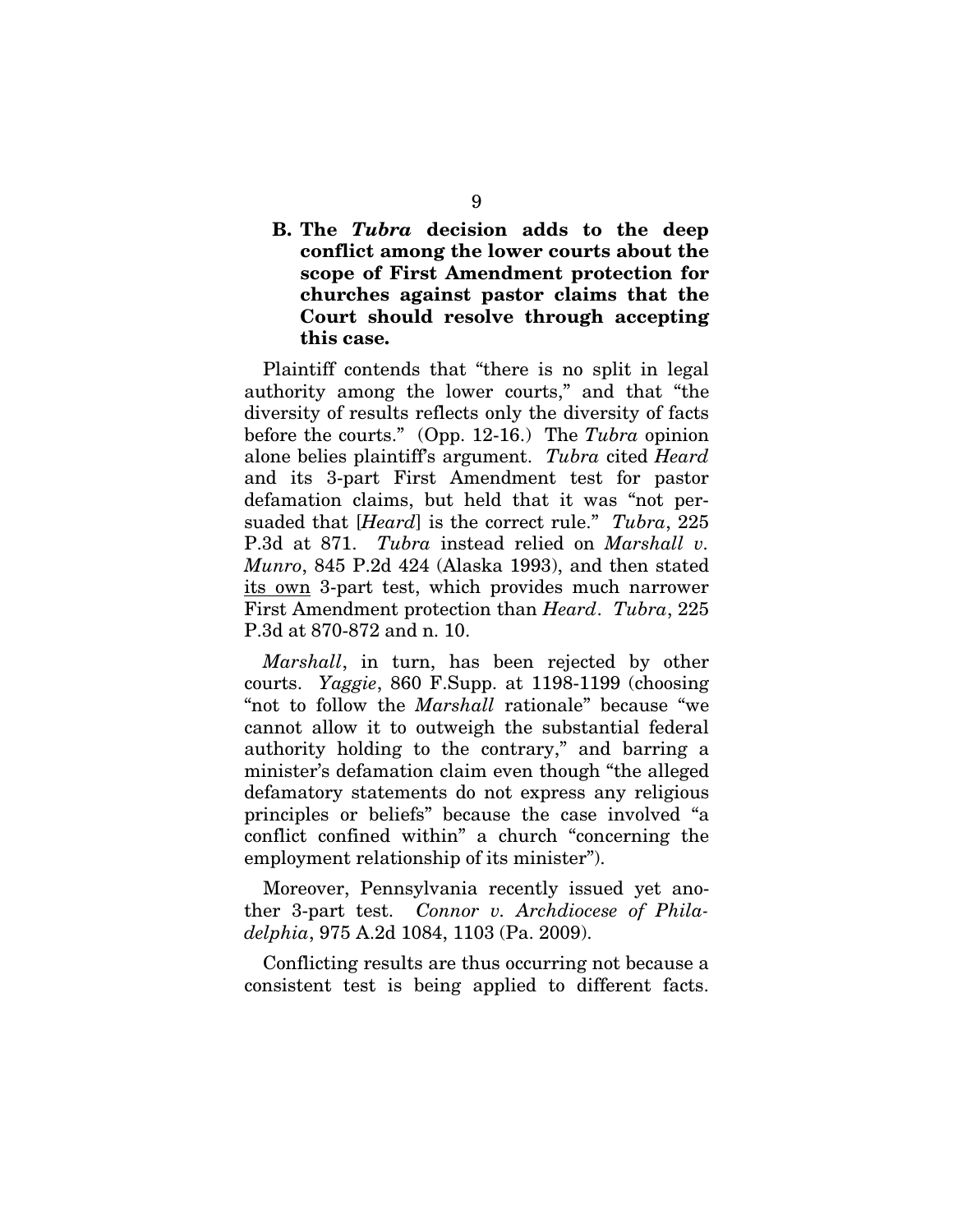### B. The *Tubra* decision adds to the deep conflict among the lower courts about the scope of First Amendment protection for churches against pastor claims that the Court should resolve through accepting this case.

Plaintiff contends that "there is no split in legal authority among the lower courts," and that "the diversity of results reflects only the diversity of facts before the courts." (Opp. 12-16.) The *Tubra* opinion alone belies plaintiff's argument. *Tubra* cited *Heard* and its 3-part First Amendment test for pastor defamation claims, but held that it was "not persuaded that [*Heard*] is the correct rule." *Tubra*, 225 P.3d at 871. *Tubra* instead relied on *Marshall v. Munro*, 845 P.2d 424 (Alaska 1993), and then stated <u>its own</u> 3-part test, which provides much narrower First Amendment protection than *Heard*. *Tubra*, 225 P.3d at 870-872 and n. 10.

*Marshall*, in turn, has been rejected by other courts. *Yaggie*, 860 F.Supp. at 1198-1199 (choosing "not to follow the *Marshall* rationale" because "we cannot allow it to outweigh the substantial federal authority holding to the contrary," and barring a minister's defamation claim even though "the alleged defamatory statements do not express any religious principles or beliefs" because the case involved "a conflict confined within" a church "concerning the employment relationship of its minister").

Moreover, Pennsylvania recently issued yet another 3-part test. *Connor v. Archdiocese of Philadelphia*, 975 A.2d 1084, 1103 (Pa. 2009).

Conflicting results are thus occurring not because a consistent test is being applied to different facts.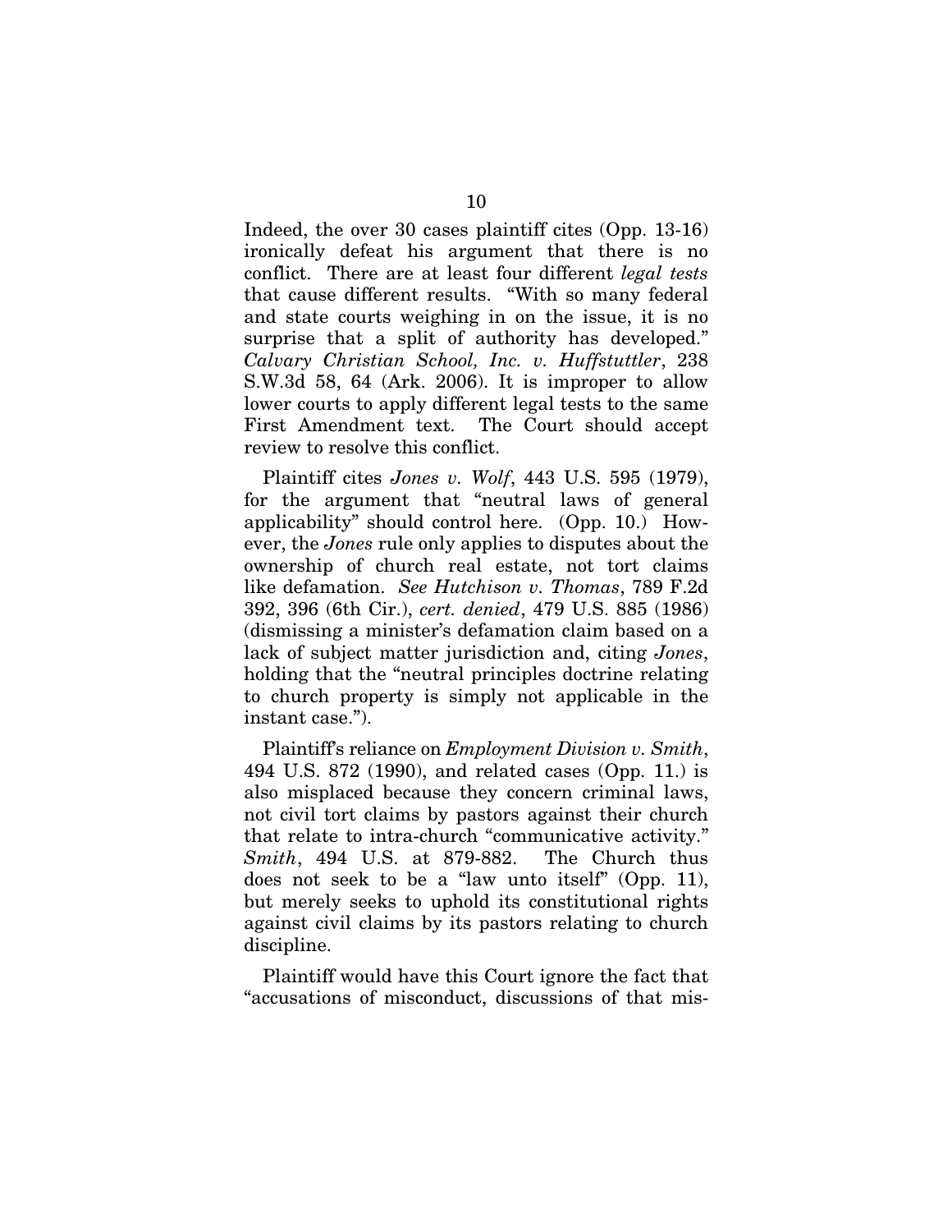Indeed, the over 30 cases plaintiff cites (Opp. 13-16) ironically defeat his argument that there is no conflict. There are at least four different *legal tests* that cause different results. "With so many federal and state courts weighing in on the issue, it is no surprise that a split of authority has developed." *Calvary Christian School, Inc. v. Huffstuttler*, 238 S.W.3d 58, 64 (Ark. 2006). It is improper to allow lower courts to apply different legal tests to the same First Amendment text. The Court should accept review to resolve this conflict.

Plaintiff cites *Jones v. Wolf*, 443 U.S. 595 (1979), for the argument that "neutral laws of general applicability" should control here. (Opp. 10.) However, the *Jones* rule only applies to disputes about the ownership of church real estate, not tort claims like defamation. *See Hutchison v. Thomas*, 789 F.2d 392, 396 (6th Cir.), *cert. denied*, 479 U.S. 885 (1986) (dismissing a minister's defamation claim based on a lack of subject matter jurisdiction and, citing *Jones*, holding that the "neutral principles doctrine relating to church property is simply not applicable in the instant case.").

Plaintiff's reliance on *Employment Division v. Smith*, 494 U.S. 872 (1990), and related cases (Opp. 11.) is also misplaced because they concern criminal laws, not civil tort claims by pastors against their church that relate to intra-church "communicative activity." *Smith*, 494 U.S. at 879-882. The Church thus does not seek to be a "law unto itself" (Opp. 11), but merely seeks to uphold its constitutional rights against civil claims by its pastors relating to church discipline.

Plaintiff would have this Court ignore the fact that "accusations of misconduct, discussions of that mis-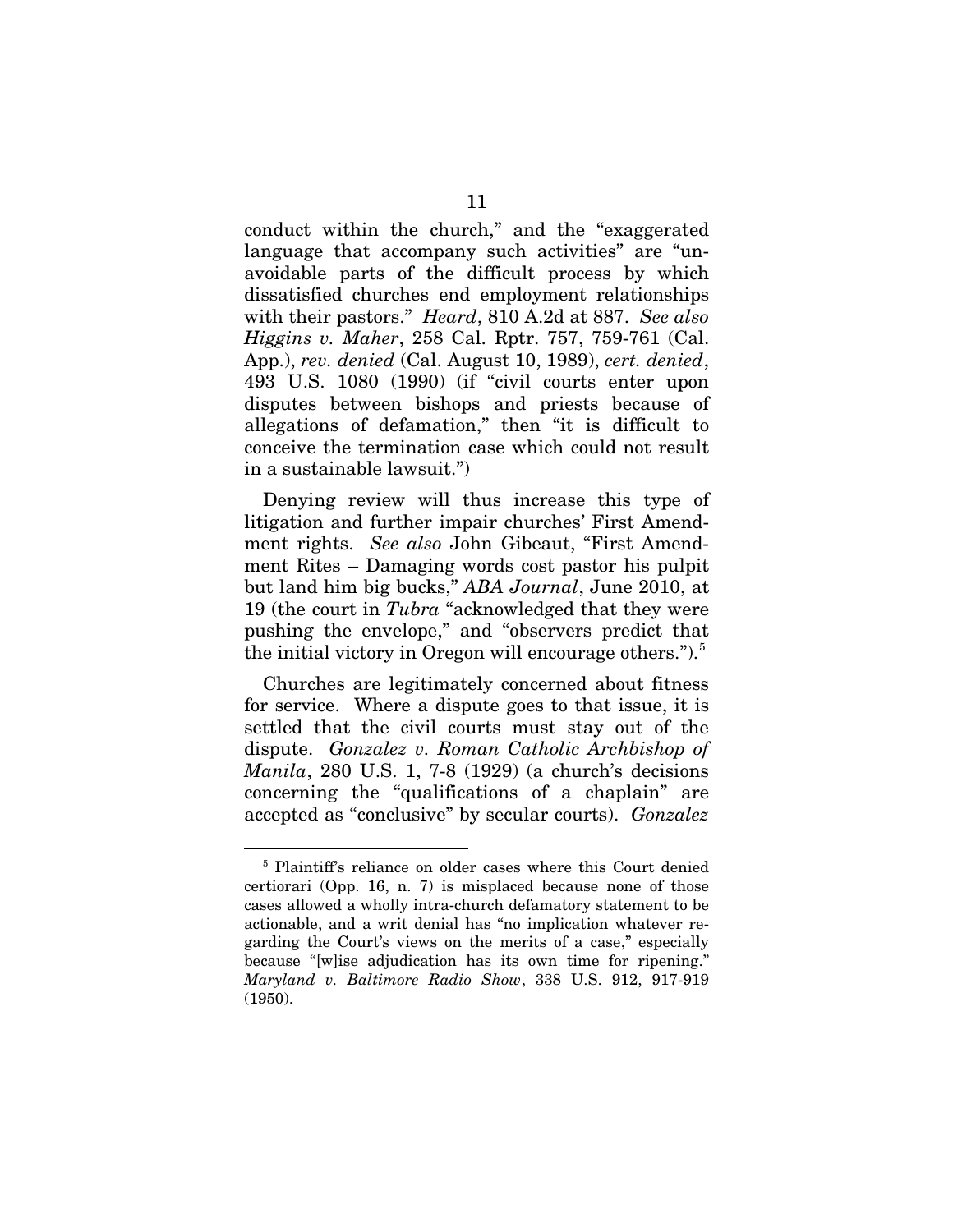conduct within the church," and the "exaggerated language that accompany such activities" are "unavoidable parts of the difficult process by which dissatisfied churches end employment relationships with their pastors." *Heard*, 810 A.2d at 887. *See also Higgins v. Maher*, 258 Cal. Rptr. 757, 759-761 (Cal. App.), *rev. denied* (Cal. August 10, 1989), *cert. denied*, 493 U.S. 1080 (1990) (if "civil courts enter upon disputes between bishops and priests because of allegations of defamation," then "it is difficult to conceive the termination case which could not result in a sustainable lawsuit.")

Denying review will thus increase this type of litigation and further impair churches' First Amendment rights. *See also* John Gibeaut, "First Amendment Rites – Damaging words cost pastor his pulpit but land him big bucks," *ABA Journal*, June 2010, at 19 (the court in *Tubra* "acknowledged that they were pushing the envelope," and "observers predict that the initial victory in Oregon will encourage others.").[5]

Churches are legitimately concerned about fitness for service. Where a dispute goes to that issue, it is settled that the civil courts must stay out of the dispute. *Gonzalez v. Roman Catholic Archbishop of Manila*, 280 U.S. 1, 7-8 (1929) (a church's decisions concerning the "qualifications of a chaplain" are accepted as "conclusive" by secular courts). *Gonzalez*

---

[5] Plaintiff's reliance on older cases where this Court denied certiorari (Opp. 16, n. 7) is misplaced because none of those cases allowed a wholly intra-church defamatory statement to be actionable, and a writ denial has "no implication whatever regarding the Court's views on the merits of a case," especially because "[w]ise adjudication has its own time for ripening." *Maryland v. Baltimore Radio Show*, 338 U.S. 912, 917-919 (1950).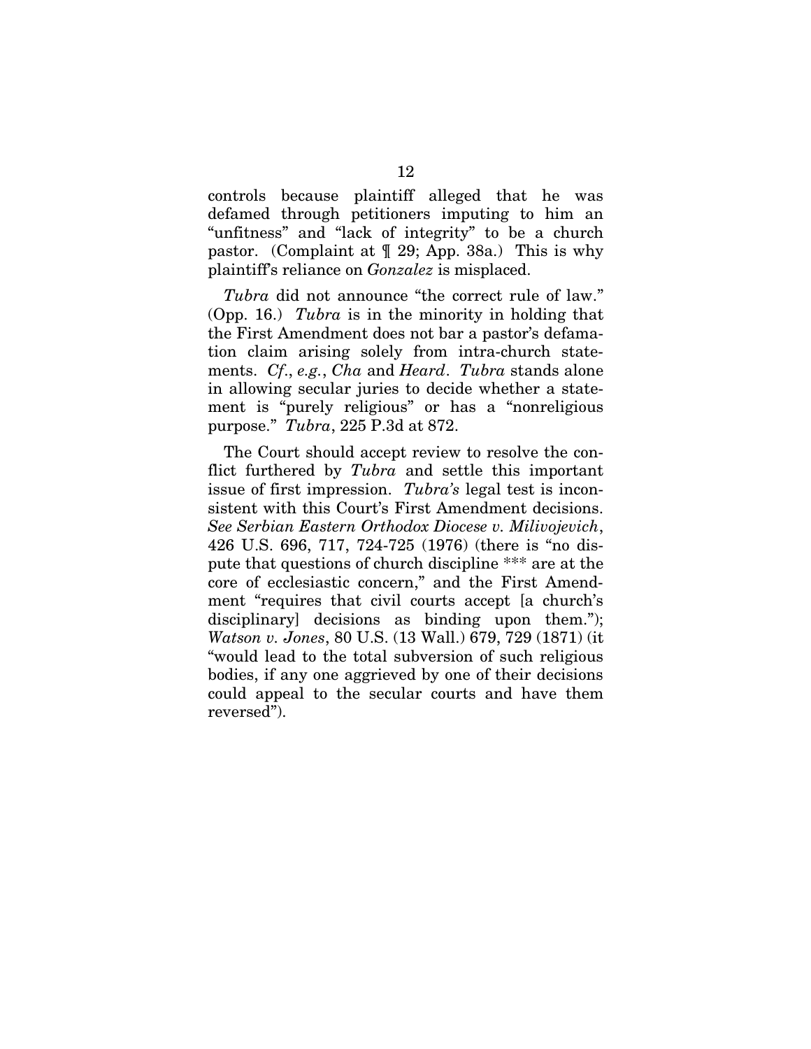controls because plaintiff alleged that he was defamed through petitioners imputing to him an "unfitness" and "lack of integrity" to be a church pastor. (Complaint at ¶ 29; App. 38a.) This is why plaintiff's reliance on *Gonzalez* is misplaced.

*Tubra* did not announce "the correct rule of law." (Opp. 16.) *Tubra* is in the minority in holding that the First Amendment does not bar a pastor's defamation claim arising solely from intra-church statements. *Cf.*, *e.g.*, *Cha* and *Heard*. *Tubra* stands alone in allowing secular juries to decide whether a statement is "purely religious" or has a "nonreligious purpose." *Tubra*, 225 P.3d at 872.

The Court should accept review to resolve the conflict furthered by *Tubra* and settle this important issue of first impression. *Tubra's* legal test is inconsistent with this Court's First Amendment decisions. *See Serbian Eastern Orthodox Diocese v. Milivojevich*, 426 U.S. 696, 717, 724-725 (1976) (there is "no dispute that questions of church discipline *** are at the core of ecclesiastic concern," and the First Amendment "requires that civil courts accept [a church's disciplinary] decisions as binding upon them."); *Watson v. Jones*, 80 U.S. (13 Wall.) 679, 729 (1871) (it "would lead to the total subversion of such religious bodies, if any one aggrieved by one of their decisions could appeal to the secular courts and have them reversed").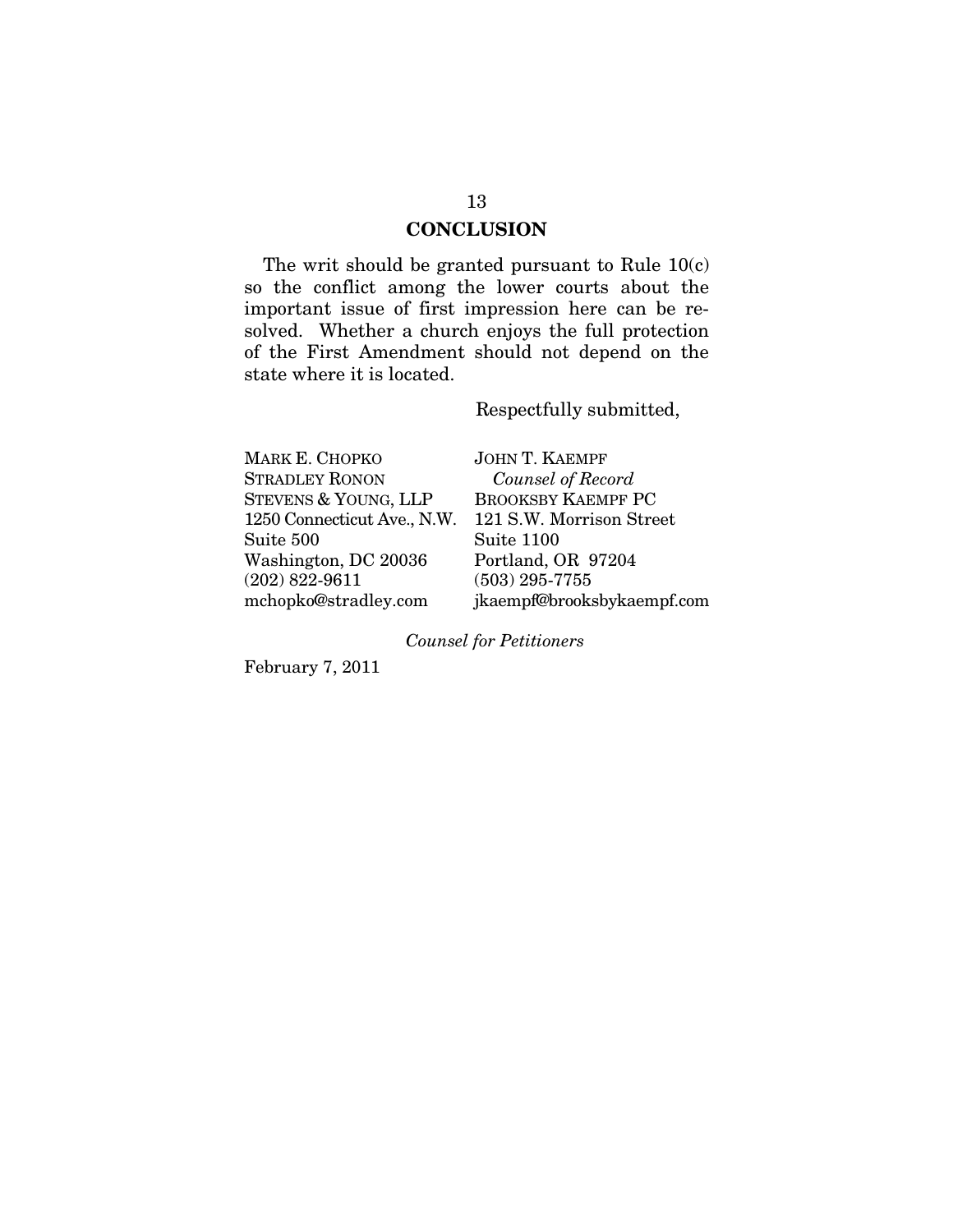## CONCLUSION

The writ should be granted pursuant to Rule 10(c) so the conflict among the lower courts about the important issue of first impression here can be resolved. Whether a church enjoys the full protection of the First Amendment should not depend on the state where it is located.

Respectfully submitted,

MARK E. CHOPKO
STRADLEY RONON
STEVENS & YOUNG, LLP
1250 Connecticut Ave., N.W.
Suite 500
Washington, DC 20036
(202) 822-9611
mchopko@stradley.com

JOHN T. KAEMPF
*Counsel of Record*
BROOKSBY KAEMPF PC
121 S.W. Morrison Street
Suite 1100
Portland, OR 97204
(503) 295-7755
jkaempf@brooksbykaempf.com

*Counsel for Petitioners*

February 7, 2011